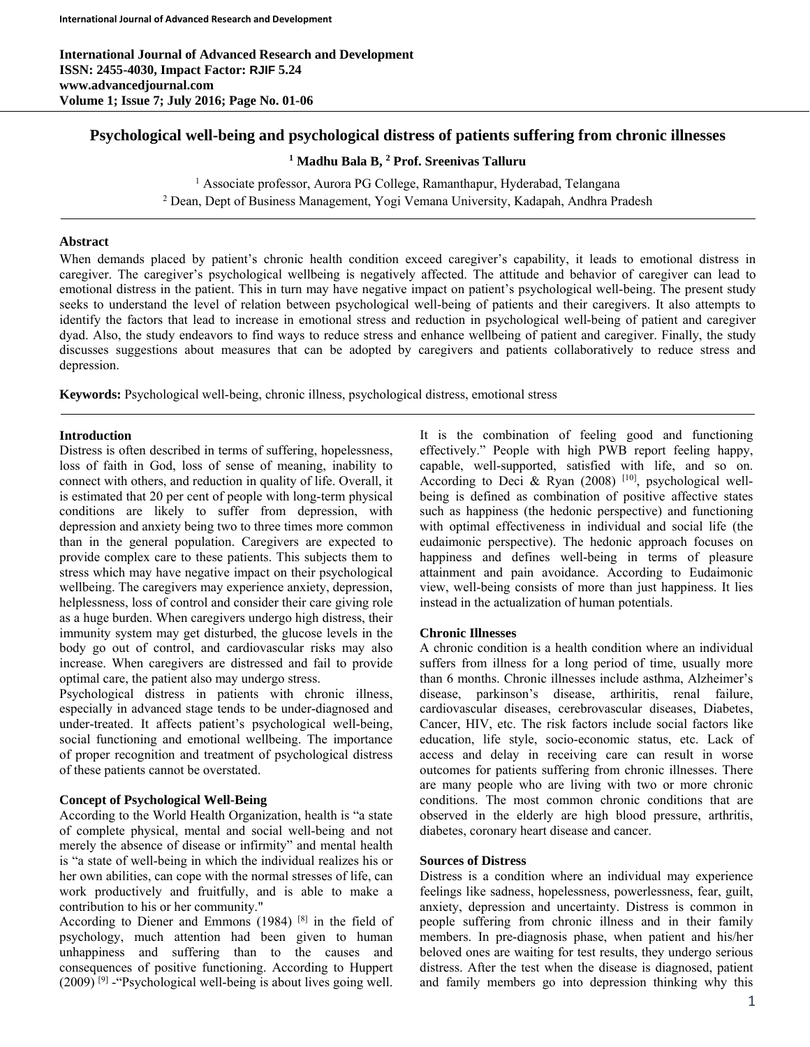# Psychological well-being and psychological distress of patients suffering from chronic illnesses

**[1] Madhu Bala B, [2] Prof. Sreenivas Talluru**

[1] Associate professor, Aurora PG College, Ramanthapur, Hyderabad, Telangana
[2] Dean, Dept of Business Management, Yogi Vemana University, Kadapah, Andhra Pradesh

## Abstract

When demands placed by patient's chronic health condition exceed caregiver's capability, it leads to emotional distress in caregiver. The caregiver's psychological wellbeing is negatively affected. The attitude and behavior of caregiver can lead to emotional distress in the patient. This in turn may have negative impact on patient's psychological well-being. The present study seeks to understand the level of relation between psychological well-being of patients and their caregivers. It also attempts to identify the factors that lead to increase in emotional stress and reduction in psychological well-being of patient and caregiver dyad. Also, the study endeavors to find ways to reduce stress and enhance wellbeing of patient and caregiver. Finally, the study discusses suggestions about measures that can be adopted by caregivers and patients collaboratively to reduce stress and depression.

**Keywords:** Psychological well-being, chronic illness, psychological distress, emotional stress

## Introduction

Distress is often described in terms of suffering, hopelessness, loss of faith in God, loss of sense of meaning, inability to connect with others, and reduction in quality of life. Overall, it is estimated that 20 per cent of people with long-term physical conditions are likely to suffer from depression, with depression and anxiety being two to three times more common than in the general population. Caregivers are expected to provide complex care to these patients. This subjects them to stress which may have negative impact on their psychological wellbeing. The caregivers may experience anxiety, depression, helplessness, loss of control and consider their care giving role as a huge burden. When caregivers undergo high distress, their immunity system may get disturbed, the glucose levels in the body go out of control, and cardiovascular risks may also increase. When caregivers are distressed and fail to provide optimal care, the patient also may undergo stress.

Psychological distress in patients with chronic illness, especially in advanced stage tends to be under-diagnosed and under-treated. It affects patient's psychological well-being, social functioning and emotional wellbeing. The importance of proper recognition and treatment of psychological distress of these patients cannot be overstated.

### Concept of Psychological Well-Being

According to the World Health Organization, health is "a state of complete physical, mental and social well-being and not merely the absence of disease or infirmity" and mental health is "a state of well-being in which the individual realizes his or her own abilities, can cope with the normal stresses of life, can work productively and fruitfully, and is able to make a contribution to his or her community."

According to Diener and Emmons (1984) [8] in the field of psychology, much attention had been given to human unhappiness and suffering than to the causes and consequences of positive functioning. According to Huppert (2009) [9] -"Psychological well-being is about lives going well. It is the combination of feeling good and functioning effectively." People with high PWB report feeling happy, capable, well-supported, satisfied with life, and so on. According to Deci & Ryan (2008) [10], psychological well-being is defined as combination of positive affective states such as happiness (the hedonic perspective) and functioning with optimal effectiveness in individual and social life (the eudaimonic perspective). The hedonic approach focuses on happiness and defines well-being in terms of pleasure attainment and pain avoidance. According to Eudaimonic view, well-being consists of more than just happiness. It lies instead in the actualization of human potentials.

### Chronic Illnesses

A chronic condition is a health condition where an individual suffers from illness for a long period of time, usually more than 6 months. Chronic illnesses include asthma, Alzheimer's disease, parkinson's disease, arthiritis, renal failure, cardiovascular diseases, cerebrovascular diseases, Diabetes, Cancer, HIV, etc. The risk factors include social factors like education, life style, socio-economic status, etc. Lack of access and delay in receiving care can result in worse outcomes for patients suffering from chronic illnesses. There are many people who are living with two or more chronic conditions. The most common chronic conditions that are observed in the elderly are high blood pressure, arthritis, diabetes, coronary heart disease and cancer.

### Sources of Distress

Distress is a condition where an individual may experience feelings like sadness, hopelessness, powerlessness, fear, guilt, anxiety, depression and uncertainty. Distress is common in people suffering from chronic illness and in their family members. In pre-diagnosis phase, when patient and his/her beloved ones are waiting for test results, they undergo serious distress. After the test when the disease is diagnosed, patient and family members go into depression thinking why this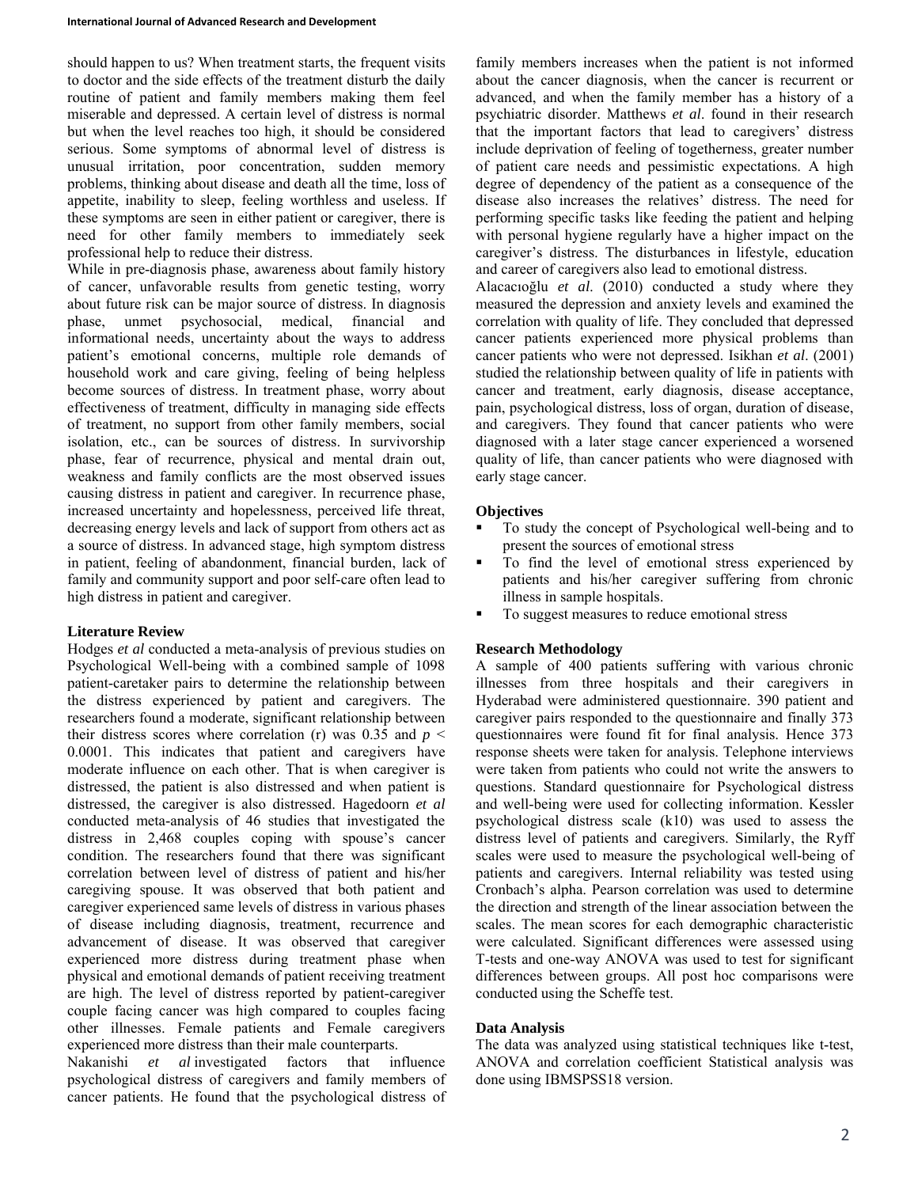should happen to us? When treatment starts, the frequent visits to doctor and the side effects of the treatment disturb the daily routine of patient and family members making them feel miserable and depressed. A certain level of distress is normal but when the level reaches too high, it should be considered serious. Some symptoms of abnormal level of distress is unusual irritation, poor concentration, sudden memory problems, thinking about disease and death all the time, loss of appetite, inability to sleep, feeling worthless and useless. If these symptoms are seen in either patient or caregiver, there is need for other family members to immediately seek professional help to reduce their distress.

While in pre-diagnosis phase, awareness about family history of cancer, unfavorable results from genetic testing, worry about future risk can be major source of distress. In diagnosis phase, unmet psychosocial, medical, financial and informational needs, uncertainty about the ways to address patient's emotional concerns, multiple role demands of household work and care giving, feeling of being helpless become sources of distress. In treatment phase, worry about effectiveness of treatment, difficulty in managing side effects of treatment, no support from other family members, social isolation, etc., can be sources of distress. In survivorship phase, fear of recurrence, physical and mental drain out, weakness and family conflicts are the most observed issues causing distress in patient and caregiver. In recurrence phase, increased uncertainty and hopelessness, perceived life threat, decreasing energy levels and lack of support from others act as a source of distress. In advanced stage, high symptom distress in patient, feeling of abandonment, financial burden, lack of family and community support and poor self-care often lead to high distress in patient and caregiver.

## Literature Review

Hodges *et al* conducted a meta-analysis of previous studies on Psychological Well-being with a combined sample of 1098 patient-caretaker pairs to determine the relationship between the distress experienced by patient and caregivers. The researchers found a moderate, significant relationship between their distress scores where correlation (r) was 0.35 and $p < 0.0001$. This indicates that patient and caregivers have moderate influence on each other. That is when caregiver is distressed, the patient is also distressed and when patient is distressed, the caregiver is also distressed. Hagedoorn *et al* conducted meta-analysis of 46 studies that investigated the distress in 2,468 couples coping with spouse's cancer condition. The researchers found that there was significant correlation between level of distress of patient and his/her caregiving spouse. It was observed that both patient and caregiver experienced same levels of distress in various phases of disease including diagnosis, treatment, recurrence and advancement of disease. It was observed that caregiver experienced more distress during treatment phase when physical and emotional demands of patient receiving treatment are high. The level of distress reported by patient-caregiver couple facing cancer was high compared to couples facing other illnesses. Female patients and Female caregivers experienced more distress than their male counterparts.

Nakanishi *et al* investigated factors that influence psychological distress of caregivers and family members of cancer patients. He found that the psychological distress of family members increases when the patient is not informed about the cancer diagnosis, when the cancer is recurrent or advanced, and when the family member has a history of a psychiatric disorder. Matthews *et al*. found in their research that the important factors that lead to caregivers' distress include deprivation of feeling of togetherness, greater number of patient care needs and pessimistic expectations. A high degree of dependency of the patient as a consequence of the disease also increases the relatives' distress. The need for performing specific tasks like feeding the patient and helping with personal hygiene regularly have a higher impact on the caregiver's distress. The disturbances in lifestyle, education and career of caregivers also lead to emotional distress.

Alacacıoğlu *et al*. (2010) conducted a study where they measured the depression and anxiety levels and examined the correlation with quality of life. They concluded that depressed cancer patients experienced more physical problems than cancer patients who were not depressed. Isikhan *et al*. (2001) studied the relationship between quality of life in patients with cancer and treatment, early diagnosis, disease acceptance, pain, psychological distress, loss of organ, duration of disease, and caregivers. They found that cancer patients who were diagnosed with a later stage cancer experienced a worsened quality of life, than cancer patients who were diagnosed with early stage cancer.

## Objectives

- To study the concept of Psychological well-being and to present the sources of emotional stress
- To find the level of emotional stress experienced by patients and his/her caregiver suffering from chronic illness in sample hospitals.
- To suggest measures to reduce emotional stress

## Research Methodology

A sample of 400 patients suffering with various chronic illnesses from three hospitals and their caregivers in Hyderabad were administered questionnaire. 390 patient and caregiver pairs responded to the questionnaire and finally 373 questionnaires were found fit for final analysis. Hence 373 response sheets were taken for analysis. Telephone interviews were taken from patients who could not write the answers to questions. Standard questionnaire for Psychological distress and well-being were used for collecting information. Kessler psychological distress scale (k10) was used to assess the distress level of patients and caregivers. Similarly, the Ryff scales were used to measure the psychological well-being of patients and caregivers. Internal reliability was tested using Cronbach's alpha. Pearson correlation was used to determine the direction and strength of the linear association between the scales. The mean scores for each demographic characteristic were calculated. Significant differences were assessed using T-tests and one-way ANOVA was used to test for significant differences between groups. All post hoc comparisons were conducted using the Scheffe test.

## Data Analysis

The data was analyzed using statistical techniques like t-test, ANOVA and correlation coefficient Statistical analysis was done using IBMSPSS18 version.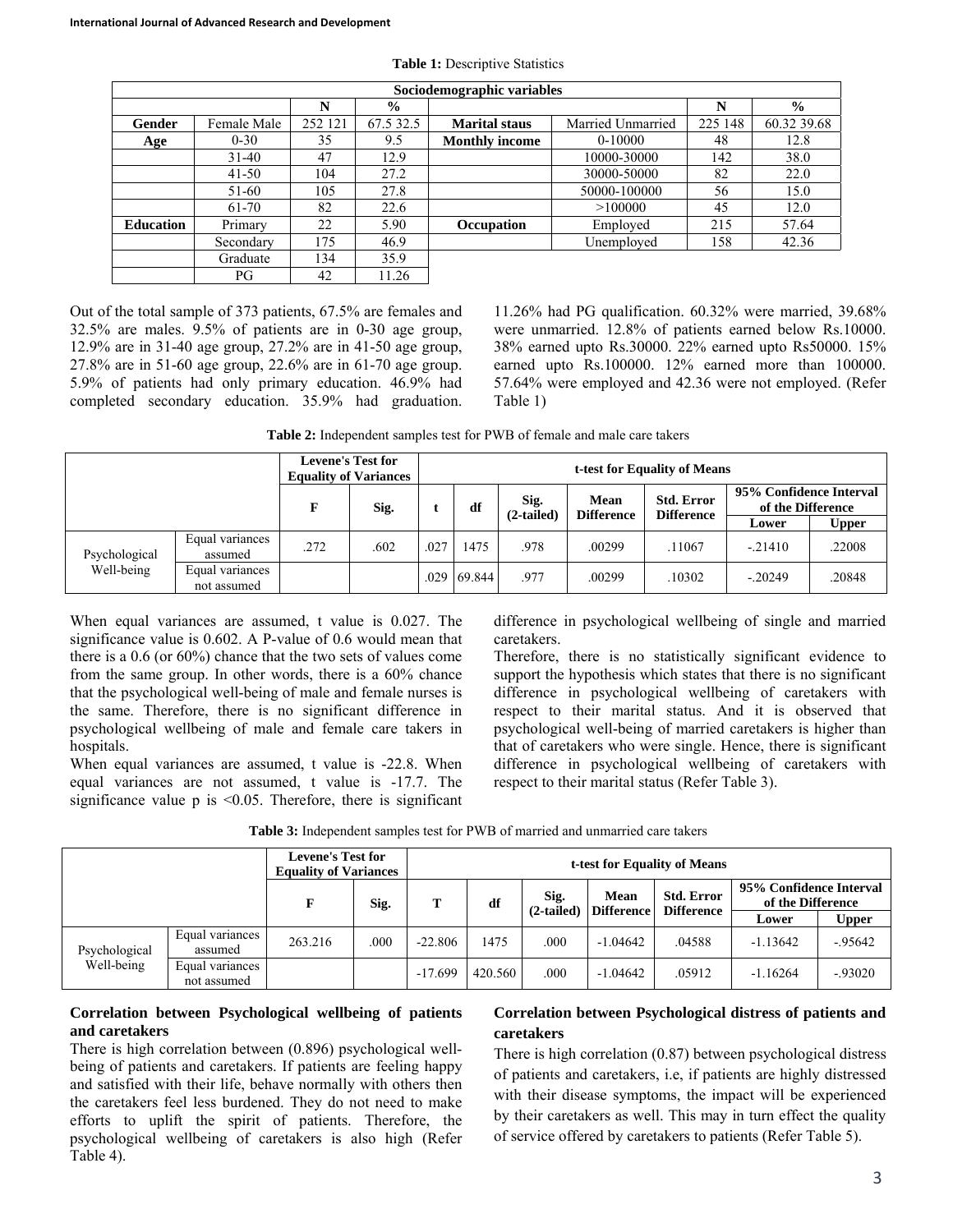**Table 1:** Descriptive Statistics

| Sociodemographic variables | | | | | | | |
|---|---|---|---|---|---|---|---|
| | | N | % | | | N | % |
| **Gender** | Female Male | 252 121 | 67.5 32.5 | **Marital staus** | Married Unmarried | 225 148 | 60.32 39.68 |
| **Age** | 0-30 | 35 | 9.5 | **Monthly income** | 0-10000 | 48 | 12.8 |
| | 31-40 | 47 | 12.9 | | 10000-30000 | 142 | 38.0 |
| | 41-50 | 104 | 27.2 | | 30000-50000 | 82 | 22.0 |
| | 51-60 | 105 | 27.8 | | 50000-100000 | 56 | 15.0 |
| | 61-70 | 82 | 22.6 | | >100000 | 45 | 12.0 |
| **Education** | Primary | 22 | 5.90 | **Occupation** | Employed | 215 | 57.64 |
| | Secondary | 175 | 46.9 | | Unemployed | 158 | 42.36 |
| | Graduate | 134 | 35.9 | | | | |
| | PG | 42 | 11.26 | | | | |

Out of the total sample of 373 patients, 67.5% are females and 32.5% are males. 9.5% of patients are in 0-30 age group, 12.9% are in 31-40 age group, 27.2% are in 41-50 age group, 27.8% are in 51-60 age group, 22.6% are in 61-70 age group. 5.9% of patients had only primary education. 46.9% had completed secondary education. 35.9% had graduation. 11.26% had PG qualification. 60.32% were married, 39.68% were unmarried. 12.8% of patients earned below Rs.10000. 38% earned upto Rs.30000. 22% earned upto Rs50000. 15% earned upto Rs.100000. 12% earned more than 100000. 57.64% were employed and 42.36 were not employed. (Refer Table 1)

**Table 2:** Independent samples test for PWB of female and male care takers

| | | Levene's Test for Equality of Variances | | t-test for Equality of Means | | | | | | |
|---|---|---|---|---|---|---|---|---|---|---|
| | | F | Sig. | t | df | Sig. (2-tailed) | Mean Difference | Std. Error Difference | 95% Confidence Interval of the Difference | |
| | | | | | | | | | Lower | Upper |
| Psychological Well-being | Equal variances assumed | .272 | .602 | .027 | 1475 | .978 | .00299 | .11067 | -.21410 | .22008 |
| | Equal variances not assumed | | | .029 | 69.844 | .977 | .00299 | .10302 | -.20249 | .20848 |

When equal variances are assumed, t value is 0.027. The significance value is 0.602. A P-value of 0.6 would mean that there is a 0.6 (or 60%) chance that the two sets of values come from the same group. In other words, there is a 60% chance that the psychological well-being of male and female nurses is the same. Therefore, there is no significant difference in psychological wellbeing of male and female care takers in hospitals.

When equal variances are assumed, t value is -22.8. When equal variances are not assumed, t value is -17.7. The significance value p is <0.05. Therefore, there is significant difference in psychological wellbeing of single and married caretakers.

Therefore, there is no statistically significant evidence to support the hypothesis which states that there is no significant difference in psychological wellbeing of caretakers with respect to their marital status. And it is observed that psychological well-being of married caretakers is higher than that of caretakers who were single. Hence, there is significant difference in psychological wellbeing of caretakers with respect to their marital status (Refer Table 3).

**Table 3:** Independent samples test for PWB of married and unmarried care takers

| | | Levene's Test for Equality of Variances | | t-test for Equality of Means | | | | | | |
|---|---|---|---|---|---|---|---|---|---|---|
| | | F | Sig. | T | df | Sig. (2-tailed) | Mean Difference | Std. Error Difference | 95% Confidence Interval of the Difference | |
| | | | | | | | | | Lower | Upper |
| Psychological Well-being | Equal variances assumed | 263.216 | .000 | -22.806 | 1475 | .000 | -1.04642 | .04588 | -1.13642 | -.95642 |
| | Equal variances not assumed | | | -17.699 | 420.560 | .000 | -1.04642 | .05912 | -1.16264 | -.93020 |

**Correlation between Psychological wellbeing of patients and caretakers**

There is high correlation between (0.896) psychological well-being of patients and caretakers. If patients are feeling happy and satisfied with their life, behave normally with others then the caretakers feel less burdened. They do not need to make efforts to uplift the spirit of patients. Therefore, the psychological wellbeing of caretakers is also high (Refer Table 4).

**Correlation between Psychological distress of patients and caretakers**

There is high correlation (0.87) between psychological distress of patients and caretakers, i.e, if patients are highly distressed with their disease symptoms, the impact will be experienced by their caretakers as well. This may in turn effect the quality of service offered by caretakers to patients (Refer Table 5).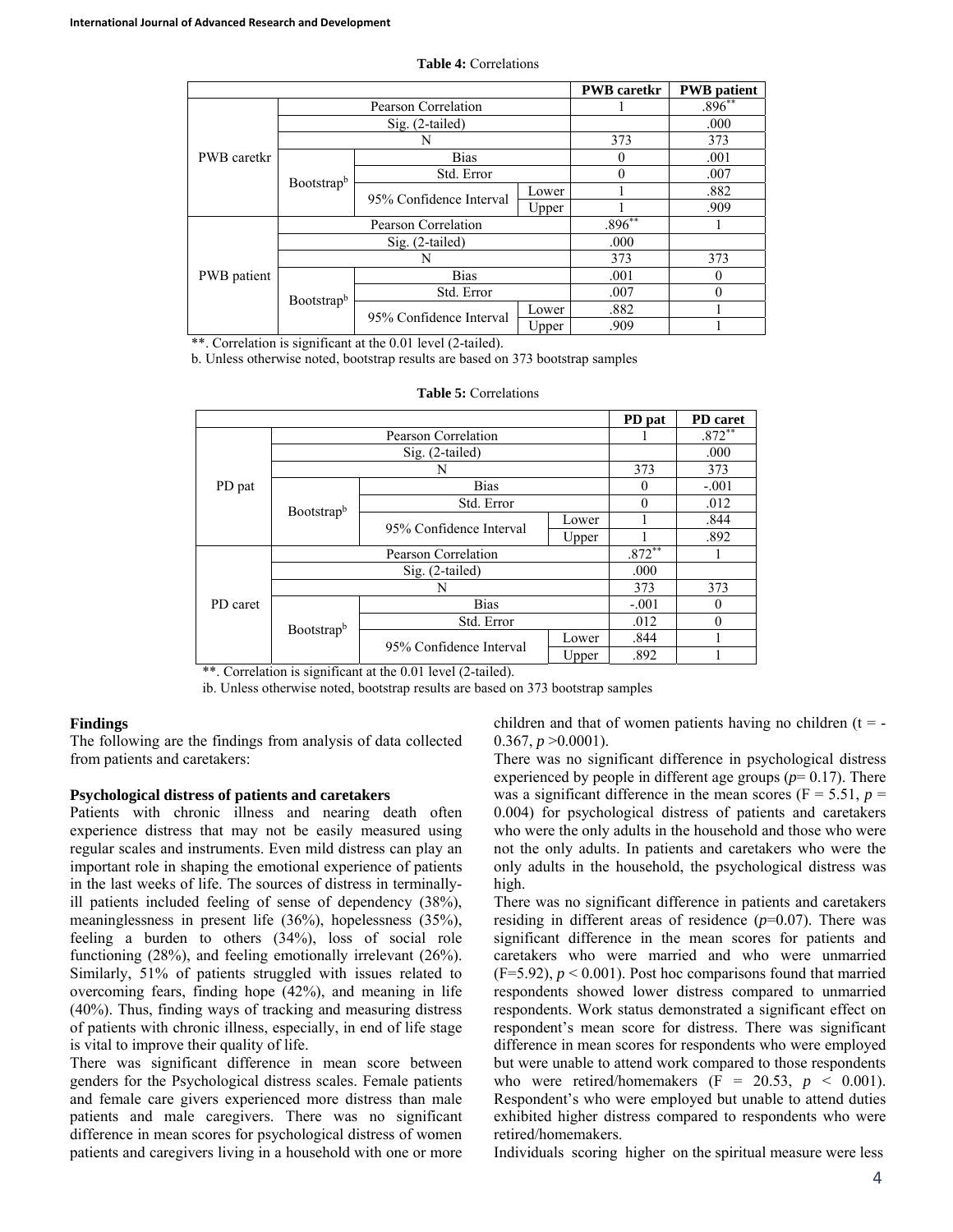**Table 4:** Correlations

| | | | | PWB caretkr | PWB patient |
|---|---|---|---|---|---|
| PWB caretkr | Pearson Correlation | | | 1 | .896** |
| | Sig. (2-tailed) | | | | .000 |
| | N | | | 373 | 373 |
| | Bootstrap[b] | Bias | | 0 | .001 |
| | | Std. Error | | 0 | .007 |
| | | 95% Confidence Interval | Lower | 1 | .882 |
| | | | Upper | 1 | .909 |
| PWB patient | Pearson Correlation | | | .896** | 1 |
| | Sig. (2-tailed) | | | .000 | |
| | N | | | 373 | 373 |
| | Bootstrap[b] | Bias | | .001 | 0 |
| | | Std. Error | | .007 | 0 |
| | | 95% Confidence Interval | Lower | .882 | 1 |
| | | | Upper | .909 | 1 |

**. Correlation is significant at the 0.01 level (2-tailed).

b. Unless otherwise noted, bootstrap results are based on 373 bootstrap samples

**Table 5:** Correlations

| | | | | PD pat | PD caret |
|---|---|---|---|---|---|
| PD pat | Pearson Correlation | | | 1 | .872** |
| | Sig. (2-tailed) | | | | .000 |
| | N | | | 373 | 373 |
| | Bootstrap[b] | Bias | | 0 | -.001 |
| | | Std. Error | | 0 | .012 |
| | | 95% Confidence Interval | Lower | 1 | .844 |
| | | | Upper | 1 | .892 |
| PD caret | Pearson Correlation | | | .872** | 1 |
| | Sig. (2-tailed) | | | .000 | |
| | N | | | 373 | 373 |
| | Bootstrap[b] | Bias | | -.001 | 0 |
| | | Std. Error | | .012 | 0 |
| | | 95% Confidence Interval | Lower | .844 | 1 |
| | | | Upper | .892 | 1 |

**. Correlation is significant at the 0.01 level (2-tailed).

ib. Unless otherwise noted, bootstrap results are based on 373 bootstrap samples

## Findings

The following are the findings from analysis of data collected from patients and caretakers:

### Psychological distress of patients and caretakers

Patients with chronic illness and nearing death often experience distress that may not be easily measured using regular scales and instruments. Even mild distress can play an important role in shaping the emotional experience of patients in the last weeks of life. The sources of distress in terminally-ill patients included feeling of sense of dependency (38%), meaninglessness in present life (36%), hopelessness (35%), feeling a burden to others (34%), loss of social role functioning (28%), and feeling emotionally irrelevant (26%). Similarly, 51% of patients struggled with issues related to overcoming fears, finding hope (42%), and meaning in life (40%). Thus, finding ways of tracking and measuring distress of patients with chronic illness, especially, in end of life stage is vital to improve their quality of life.

There was significant difference in mean score between genders for the Psychological distress scales. Female patients and female care givers experienced more distress than male patients and male caregivers. There was no significant difference in mean scores for psychological distress of women patients and caregivers living in a household with one or more children and that of women patients having no children ($t = -0.367$, $p > 0.0001$).

There was no significant difference in psychological distress experienced by people in different age groups ($p = 0.17$). There was a significant difference in the mean scores ($F = 5.51$, $p = 0.004$) for psychological distress of patients and caretakers who were the only adults in the household and those who were not the only adults. In patients and caretakers who were the only adults in the household, the psychological distress was high.

There was no significant difference in patients and caretakers residing in different areas of residence ($p=0.07$). There was significant difference in the mean scores for patients and caretakers who were married and who were unmarried ($F=5.92$), $p < 0.001$). Post hoc comparisons found that married respondents showed lower distress compared to unmarried respondents. Work status demonstrated a significant effect on respondent's mean score for distress. There was significant difference in mean scores for respondents who were employed but were unable to attend work compared to those respondents who were retired/homemakers ($F = 20.53$, $p < 0.001$). Respondent's who were employed but unable to attend duties exhibited higher distress compared to respondents who were retired/homemakers.

Individuals scoring higher on the spiritual measure were less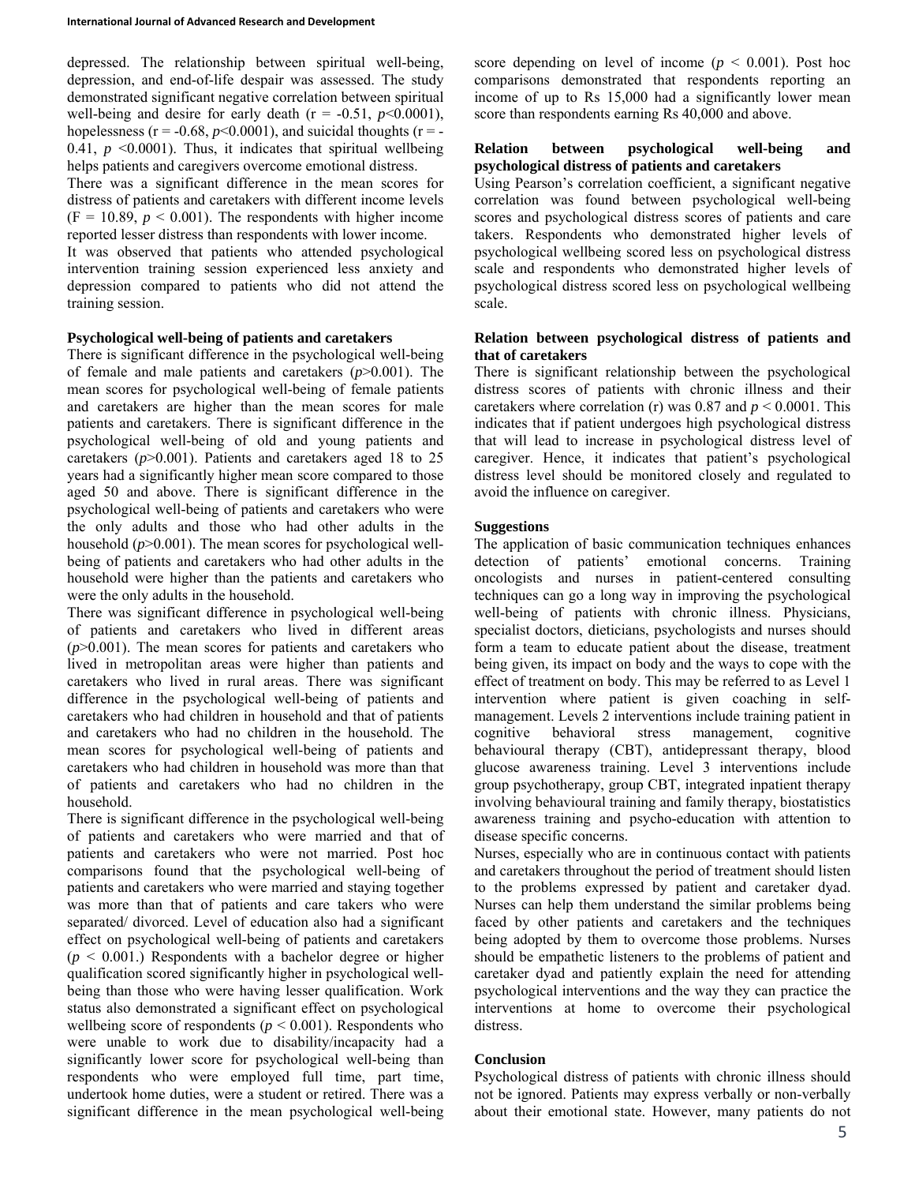depressed. The relationship between spiritual well-being, depression, and end-of-life despair was assessed. The study demonstrated significant negative correlation between spiritual well-being and desire for early death ($r = -0.51$, $p<0.0001$), hopelessness ($r = -0.68$, $p<0.0001$), and suicidal thoughts ($r = -0.41$, $p<0.0001$). Thus, it indicates that spiritual wellbeing helps patients and caregivers overcome emotional distress.

There was a significant difference in the mean scores for distress of patients and caretakers with different income levels ($F = 10.89$, $p < 0.001$). The respondents with higher income reported lesser distress than respondents with lower income.

It was observed that patients who attended psychological intervention training session experienced less anxiety and depression compared to patients who did not attend the training session.

**Psychological well-being of patients and caretakers**

There is significant difference in the psychological well-being of female and male patients and caretakers ($p>0.001$). The mean scores for psychological well-being of female patients and caretakers are higher than the mean scores for male patients and caretakers. There is significant difference in the psychological well-being of old and young patients and caretakers ($p>0.001$). Patients and caretakers aged 18 to 25 years had a significantly higher mean score compared to those aged 50 and above. There is significant difference in the psychological well-being of patients and caretakers who were the only adults and those who had other adults in the household ($p>0.001$). The mean scores for psychological well-being of patients and caretakers who had other adults in the household were higher than the patients and caretakers who were the only adults in the household.

There was significant difference in psychological well-being of patients and caretakers who lived in different areas ($p>0.001$). The mean scores for patients and caretakers who lived in metropolitan areas were higher than patients and caretakers who lived in rural areas. There was significant difference in the psychological well-being of patients and caretakers who had children in household and that of patients and caretakers who had no children in the household. The mean scores for psychological well-being of patients and caretakers who had children in household was more than that of patients and caretakers who had no children in the household.

There is significant difference in the psychological well-being of patients and caretakers who were married and that of patients and caretakers who were not married. Post hoc comparisons found that the psychological well-being of patients and caretakers who were married and staying together was more than that of patients and care takers who were separated/ divorced. Level of education also had a significant effect on psychological well-being of patients and caretakers ($p < 0.001$.) Respondents with a bachelor degree or higher qualification scored significantly higher in psychological well-being than those who were having lesser qualification. Work status also demonstrated a significant effect on psychological wellbeing score of respondents ($p < 0.001$). Respondents who were unable to work due to disability/incapacity had a significantly lower score for psychological well-being than respondents who were employed full time, part time, undertook home duties, were a student or retired. There was a significant difference in the mean psychological well-being score depending on level of income ($p < 0.001$). Post hoc comparisons demonstrated that respondents reporting an income of up to Rs 15,000 had a significantly lower mean score than respondents earning Rs 40,000 and above.

**Relation between psychological well-being and psychological distress of patients and caretakers**

Using Pearson's correlation coefficient, a significant negative correlation was found between psychological well-being scores and psychological distress scores of patients and care takers. Respondents who demonstrated higher levels of psychological wellbeing scored less on psychological distress scale and respondents who demonstrated higher levels of psychological distress scored less on psychological wellbeing scale.

**Relation between psychological distress of patients and that of caretakers**

There is significant relationship between the psychological distress scores of patients with chronic illness and their caretakers where correlation (r) was 0.87 and $p < 0.0001$. This indicates that if patient undergoes high psychological distress that will lead to increase in psychological distress level of caregiver. Hence, it indicates that patient's psychological distress level should be monitored closely and regulated to avoid the influence on caregiver.

**Suggestions**

The application of basic communication techniques enhances detection of patients' emotional concerns. Training oncologists and nurses in patient-centered consulting techniques can go a long way in improving the psychological well-being of patients with chronic illness. Physicians, specialist doctors, dieticians, psychologists and nurses should form a team to educate patient about the disease, treatment being given, its impact on body and the ways to cope with the effect of treatment on body. This may be referred to as Level 1 intervention where patient is given coaching in self-management. Levels 2 interventions include training patient in cognitive behavioral stress management, cognitive behavioural therapy (CBT), antidepressant therapy, blood glucose awareness training. Level 3 interventions include group psychotherapy, group CBT, integrated inpatient therapy involving behavioural training and family therapy, biostatistics awareness training and psycho-education with attention to disease specific concerns.

Nurses, especially who are in continuous contact with patients and caretakers throughout the period of treatment should listen to the problems expressed by patient and caretaker dyad. Nurses can help them understand the similar problems being faced by other patients and caretakers and the techniques being adopted by them to overcome those problems. Nurses should be empathetic listeners to the problems of patient and caretaker dyad and patiently explain the need for attending psychological interventions and the way they can practice the interventions at home to overcome their psychological distress.

**Conclusion**

Psychological distress of patients with chronic illness should not be ignored. Patients may express verbally or non-verbally about their emotional state. However, many patients do not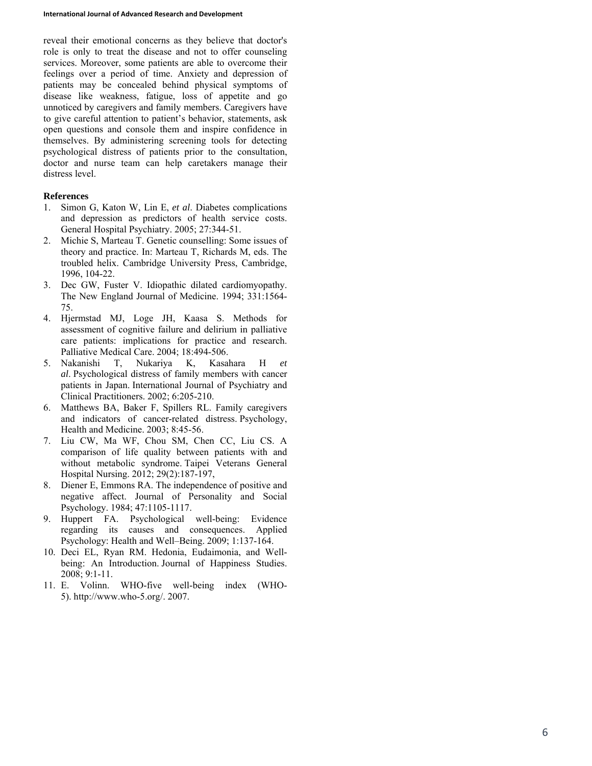reveal their emotional concerns as they believe that doctor's role is only to treat the disease and not to offer counseling services. Moreover, some patients are able to overcome their feelings over a period of time. Anxiety and depression of patients may be concealed behind physical symptoms of disease like weakness, fatigue, loss of appetite and go unnoticed by caregivers and family members. Caregivers have to give careful attention to patient's behavior, statements, ask open questions and console them and inspire confidence in themselves. By administering screening tools for detecting psychological distress of patients prior to the consultation, doctor and nurse team can help caretakers manage their distress level.

## References

1. Simon G, Katon W, Lin E, *et al*. Diabetes complications and depression as predictors of health service costs. General Hospital Psychiatry. 2005; 27:344-51.
2. Michie S, Marteau T. Genetic counselling: Some issues of theory and practice. In: Marteau T, Richards M, eds. The troubled helix. Cambridge University Press, Cambridge, 1996, 104-22.
3. Dec GW, Fuster V. Idiopathic dilated cardiomyopathy. The New England Journal of Medicine. 1994; 331:1564-75.
4. Hjermstad MJ, Loge JH, Kaasa S. Methods for assessment of cognitive failure and delirium in palliative care patients: implications for practice and research. Palliative Medical Care. 2004; 18:494-506.
5. Nakanishi T, Nukariya K, Kasahara H *et al*. Psychological distress of family members with cancer patients in Japan. International Journal of Psychiatry and Clinical Practitioners. 2002; 6:205-210.
6. Matthews BA, Baker F, Spillers RL. Family caregivers and indicators of cancer-related distress. Psychology, Health and Medicine. 2003; 8:45-56.
7. Liu CW, Ma WF, Chou SM, Chen CC, Liu CS. A comparison of life quality between patients with and without metabolic syndrome. Taipei Veterans General Hospital Nursing. 2012; 29(2):187-197,
8. Diener E, Emmons RA. The independence of positive and negative affect. Journal of Personality and Social Psychology. 1984; 47:1105-1117.
9. Huppert FA. Psychological well-being: Evidence regarding its causes and consequences. Applied Psychology: Health and Well–Being. 2009; 1:137-164.
10. Deci EL, Ryan RM. Hedonia, Eudaimonia, and Well-being: An Introduction. Journal of Happiness Studies. 2008; 9:1-11.
11. E. Volinn. WHO-five well-being index (WHO-5). http://www.who-5.org/. 2007.